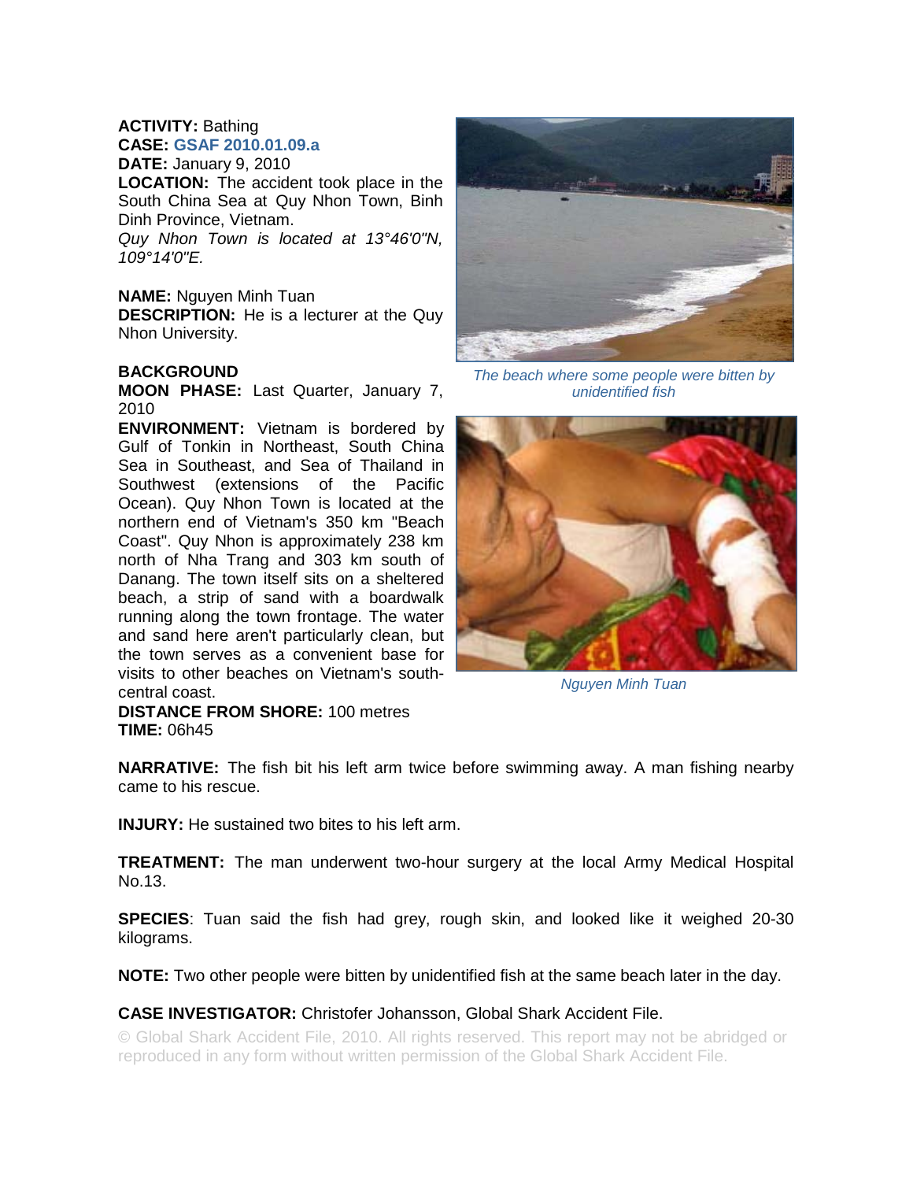**ACTIVITY:** Bathing
**CASE:** GSAF 2010.01.09.a
**DATE:** January 9, 2010
**LOCATION:** The accident took place in the South China Sea at Quy Nhon Town, Binh Dinh Province, Vietnam.
*Quy Nhon Town is located at 13°46'0"N, 109°14'0"E.*

**NAME:** Nguyen Minh Tuan
**DESCRIPTION:** He is a lecturer at the Quy Nhon University.

**BACKGROUND**
**MOON PHASE:** Last Quarter, January 7, 2010
**ENVIRONMENT:** Vietnam is bordered by Gulf of Tonkin in Northeast, South China Sea in Southeast, and Sea of Thailand in Southwest (extensions of the Pacific Ocean). Quy Nhon Town is located at the northern end of Vietnam's 350 km "Beach Coast". Quy Nhon is approximately 238 km north of Nha Trang and 303 km south of Danang. The town itself sits on a sheltered beach, a strip of sand with a boardwalk running along the town frontage. The water and sand here aren't particularly clean, but the town serves as a convenient base for visits to other beaches on Vietnam's south-central coast.
**DISTANCE FROM SHORE:** 100 metres
**TIME:** 06h45

*The beach where some people were bitten by unidentified fish*

*Nguyen Minh Tuan*

**NARRATIVE:** The fish bit his left arm twice before swimming away. A man fishing nearby came to his rescue.

**INJURY:** He sustained two bites to his left arm.

**TREATMENT:** The man underwent two-hour surgery at the local Army Medical Hospital No.13.

**SPECIES**: Tuan said the fish had grey, rough skin, and looked like it weighed 20-30 kilograms.

**NOTE:** Two other people were bitten by unidentified fish at the same beach later in the day.

**CASE INVESTIGATOR:** Christofer Johansson, Global Shark Accident File.

© Global Shark Accident File, 2010. All rights reserved. This report may not be abridged or reproduced in any form without written permission of the Global Shark Accident File.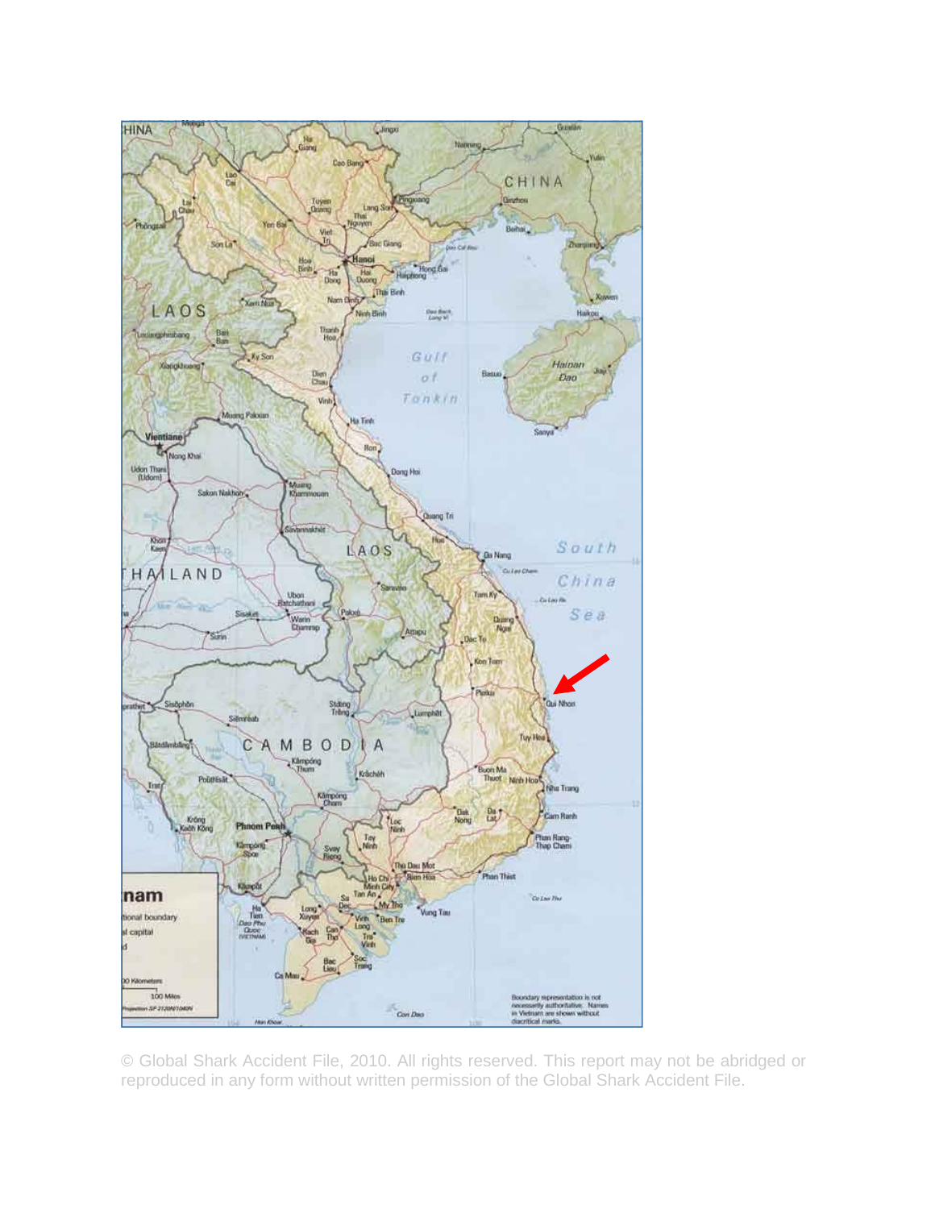© Global Shark Accident File, 2010. All rights reserved. This report may not be abridged or reproduced in any form without written permission of the Global Shark Accident File.